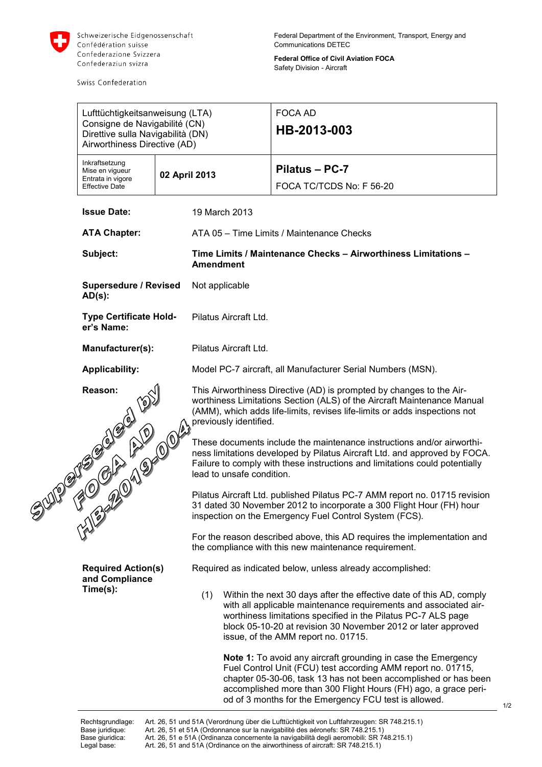Schweizerische Eidgenossenschaft
Confédération suisse
Confederazione Svizzera
Confederaziun svizra

Swiss Confederation

Federal Department of the Environment, Transport, Energy and Communications DETEC

**Federal Office of Civil Aviation FOCA**
Safety Division - Aircraft

| Lufttüchtigkeitsanweisung (LTA)<br>Consigne de Navigabilité (CN)<br>Direttive sulla Navigabilità (DN)<br>Airworthiness Directive (AD) | | FOCA AD<br>**HB-2013-003** |
|---|---|---|
| Inkraftsetzung<br>Mise en vigueur<br>Entrata in vigore<br>Effective Date | **02 April 2013** | **Pilatus – PC-7**<br>FOCA TC/TCDS No: F 56-20 |

Superseded by FOCA AD HB-2019-004

**Issue Date:** 19 March 2013

**ATA Chapter:** ATA 05 – Time Limits / Maintenance Checks

**Subject:** **Time Limits / Maintenance Checks – Airworthiness Limitations – Amendment**

**Supersedure / Revised AD(s):** Not applicable

**Type Certificate Holder's Name:** Pilatus Aircraft Ltd.

**Manufacturer(s):** Pilatus Aircraft Ltd.

**Applicability:** Model PC-7 aircraft, all Manufacturer Serial Numbers (MSN).

**Reason:**

This Airworthiness Directive (AD) is prompted by changes to the Airworthiness Limitations Section (ALS) of the Aircraft Maintenance Manual (AMM), which adds life-limits, revises life-limits or adds inspections not previously identified.

These documents include the maintenance instructions and/or airworthiness limitations developed by Pilatus Aircraft Ltd. and approved by FOCA. Failure to comply with these instructions and limitations could potentially lead to unsafe condition.

Pilatus Aircraft Ltd. published Pilatus PC-7 AMM report no. 01715 revision 31 dated 30 November 2012 to incorporate a 300 Flight Hour (FH) hour inspection on the Emergency Fuel Control System (FCS).

For the reason described above, this AD requires the implementation and the compliance with this new maintenance requirement.

**Required Action(s) and Compliance Time(s):**

Required as indicated below, unless already accomplished:

(1) Within the next 30 days after the effective date of this AD, comply with all applicable maintenance requirements and associated airworthiness limitations specified in the Pilatus PC-7 ALS page block 05-10-20 at revision 30 November 2012 or later approved issue, of the AMM report no. 01715.

**Note 1:** To avoid any aircraft grounding in case the Emergency Fuel Control Unit (FCU) test according AMM report no. 01715, chapter 05-30-06, task 13 has not been accomplished or has been accomplished more than 300 Flight Hours (FH) ago, a grace period of 3 months for the Emergency FCU test is allowed.

Rechtsgrundlage: Art. 26, 51 und 51A (Verordnung über die Lufttüchtigkeit von Luftfahrzeugen: SR 748.215.1)
Base juridique: Art. 26, 51 et 51A (Ordonnance sur la navigabilité des aéronefs: SR 748.215.1)
Base giuridica: Art. 26, 51 e 51A (Ordinanza concernente la navigabilità degli aeromobili: SR 748.215.1)
Legal base: Art. 26, 51 and 51A (Ordinance on the airworthiness of aircraft: SR 748.215.1)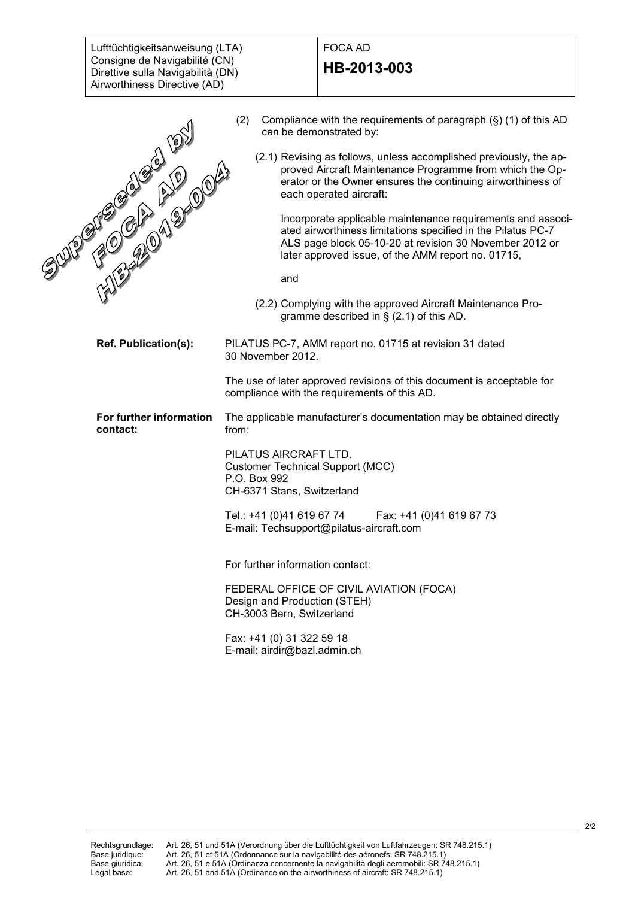Lufttüchtigkeitsanweisung (LTA)
Consigne de Navigabilité (CN)
Direttive sulla Navigabilità (DN)
Airworthiness Directive (AD)

FOCA AD
**HB-2013-003**

Superseded by FOCA AD HB-2019-004

(2) Compliance with the requirements of paragraph (§) (1) of this AD can be demonstrated by:

(2.1) Revising as follows, unless accomplished previously, the approved Aircraft Maintenance Programme from which the Operator or the Owner ensures the continuing airworthiness of each operated aircraft:

Incorporate applicable maintenance requirements and associated airworthiness limitations specified in the Pilatus PC-7 ALS page block 05-10-20 at revision 30 November 2012 or later approved issue, of the AMM report no. 01715,

and

(2.2) Complying with the approved Aircraft Maintenance Programme described in § (2.1) of this AD.

**Ref. Publication(s):**

PILATUS PC-7, AMM report no. 01715 at revision 31 dated 30 November 2012.

The use of later approved revisions of this document is acceptable for compliance with the requirements of this AD.

**For further information contact:**

The applicable manufacturer's documentation may be obtained directly from:

PILATUS AIRCRAFT LTD.
Customer Technical Support (MCC)
P.O. Box 992
CH-6371 Stans, Switzerland

Tel.: +41 (0)41 619 67 74 Fax: +41 (0)41 619 67 73
E-mail: Techsupport@pilatus-aircraft.com

For further information contact:

FEDERAL OFFICE OF CIVIL AVIATION (FOCA)
Design and Production (STEH)
CH-3003 Bern, Switzerland

Fax: +41 (0) 31 322 59 18
E-mail: airdir@bazl.admin.ch

Rechtsgrundlage: Art. 26, 51 und 51A (Verordnung über die Lufttüchtigkeit von Luftfahrzeugen: SR 748.215.1)
Base juridique: Art. 26, 51 et 51A (Ordonnance sur la navigabilité des aéronefs: SR 748.215.1)
Base giuridica: Art. 26, 51 e 51A (Ordinanza concernente la navigabilità degli aeromobili: SR 748.215.1)
Legal base: Art. 26, 51 and 51A (Ordinance on the airworthiness of aircraft: SR 748.215.1)